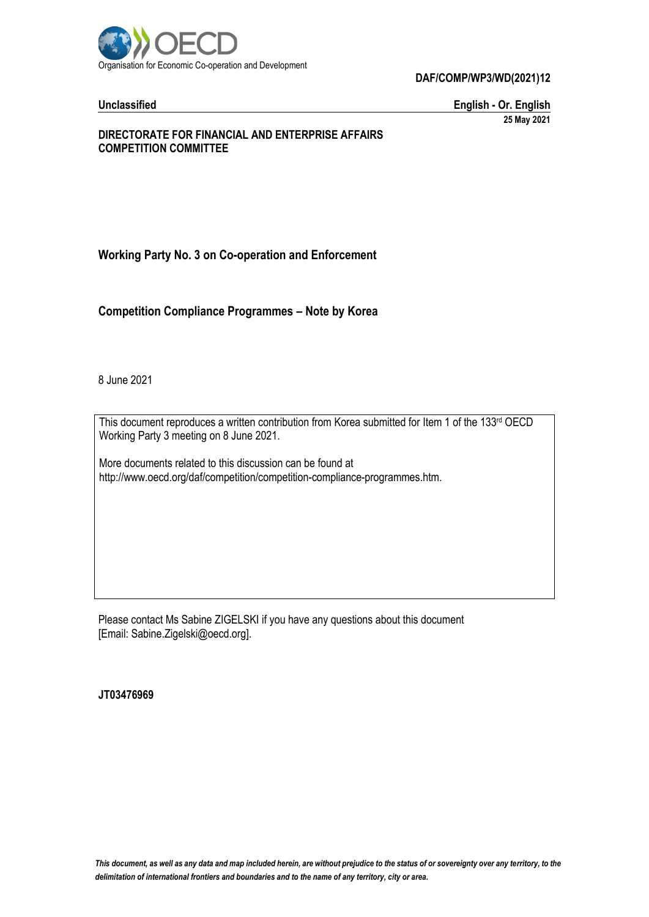Organisation for Economic Co-operation and Development

**DAF/COMP/WP3/WD(2021)12**

**Unclassified** **English - Or. English**

**25 May 2021**

**DIRECTORATE FOR FINANCIAL AND ENTERPRISE AFFAIRS**
**COMPETITION COMMITTEE**

## Working Party No. 3 on Co-operation and Enforcement

## Competition Compliance Programmes – Note by Korea

8 June 2021

This document reproduces a written contribution from Korea submitted for Item 1 of the 133rd OECD Working Party 3 meeting on 8 June 2021.

More documents related to this discussion can be found at http://www.oecd.org/daf/competition/competition-compliance-programmes.htm.

Please contact Ms Sabine ZIGELSKI if you have any questions about this document [Email: Sabine.Zigelski@oecd.org].

**JT03476969**

*This document, as well as any data and map included herein, are without prejudice to the status of or sovereignty over any territory, to the delimitation of international frontiers and boundaries and to the name of any territory, city or area.*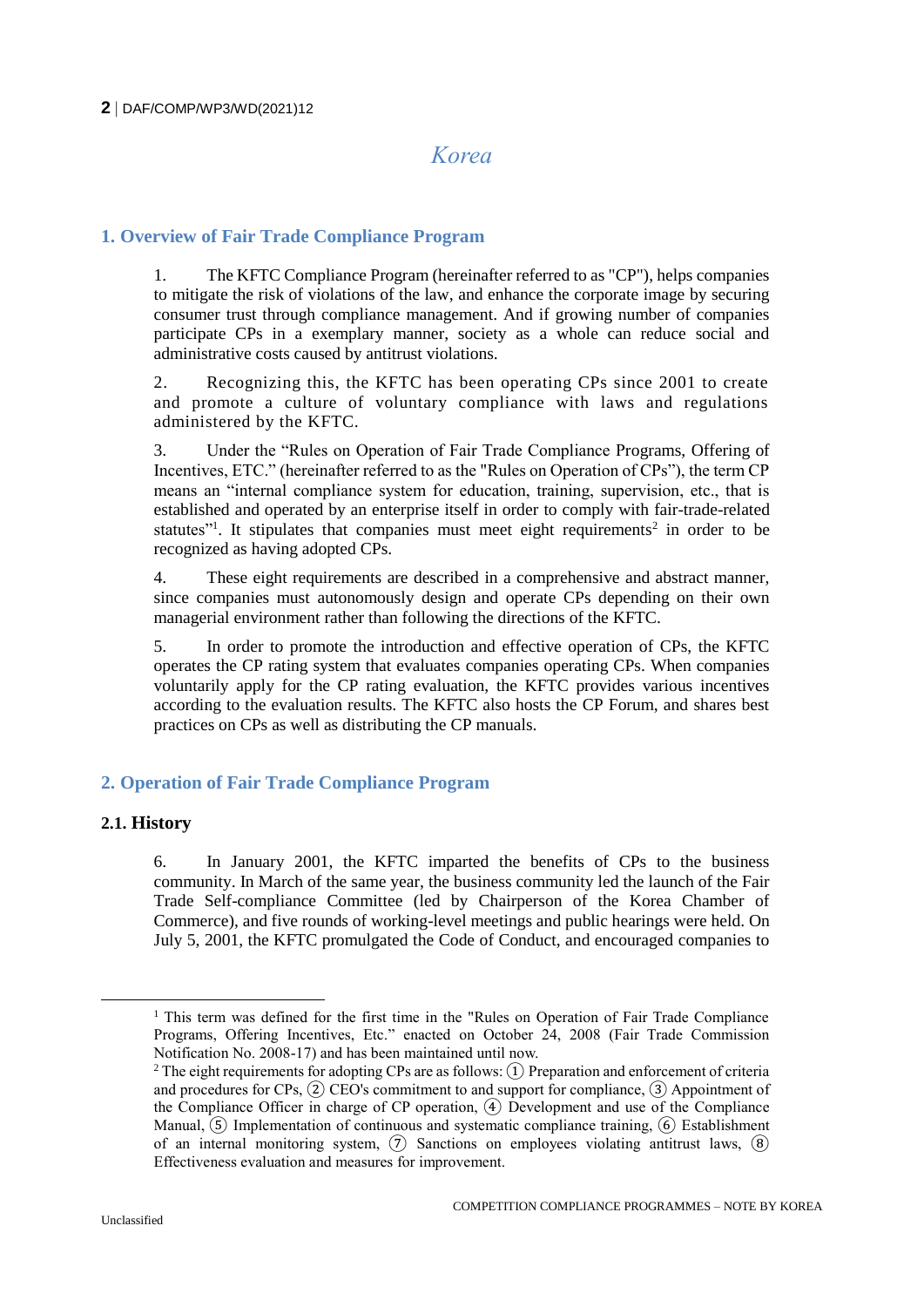# Korea

## 1. Overview of Fair Trade Compliance Program

1. The KFTC Compliance Program (hereinafter referred to as "CP"), helps companies to mitigate the risk of violations of the law, and enhance the corporate image by securing consumer trust through compliance management. And if growing number of companies participate CPs in a exemplary manner, society as a whole can reduce social and administrative costs caused by antitrust violations.

2. Recognizing this, the KFTC has been operating CPs since 2001 to create and promote a culture of voluntary compliance with laws and regulations administered by the KFTC.

3. Under the "Rules on Operation of Fair Trade Compliance Programs, Offering of Incentives, ETC." (hereinafter referred to as the "Rules on Operation of CPs"), the term CP means an "internal compliance system for education, training, supervision, etc., that is established and operated by an enterprise itself in order to comply with fair-trade-related statutes"[1]. It stipulates that companies must meet eight requirements[2] in order to be recognized as having adopted CPs.

4. These eight requirements are described in a comprehensive and abstract manner, since companies must autonomously design and operate CPs depending on their own managerial environment rather than following the directions of the KFTC.

5. In order to promote the introduction and effective operation of CPs, the KFTC operates the CP rating system that evaluates companies operating CPs. When companies voluntarily apply for the CP rating evaluation, the KFTC provides various incentives according to the evaluation results. The KFTC also hosts the CP Forum, and shares best practices on CPs as well as distributing the CP manuals.

## 2. Operation of Fair Trade Compliance Program

### 2.1. History

6. In January 2001, the KFTC imparted the benefits of CPs to the business community. In March of the same year, the business community led the launch of the Fair Trade Self-compliance Committee (led by Chairperson of the Korea Chamber of Commerce), and five rounds of working-level meetings and public hearings were held. On July 5, 2001, the KFTC promulgated the Code of Conduct, and encouraged companies to

---

[1] This term was defined for the first time in the "Rules on Operation of Fair Trade Compliance Programs, Offering Incentives, Etc." enacted on October 24, 2008 (Fair Trade Commission Notification No. 2008-17) and has been maintained until now.

[2] The eight requirements for adopting CPs are as follows: ① Preparation and enforcement of criteria and procedures for CPs, ② CEO's commitment to and support for compliance, ③ Appointment of the Compliance Officer in charge of CP operation, ④ Development and use of the Compliance Manual, ⑤ Implementation of continuous and systematic compliance training, ⑥ Establishment of an internal monitoring system, ⑦ Sanctions on employees violating antitrust laws, ⑧ Effectiveness evaluation and measures for improvement.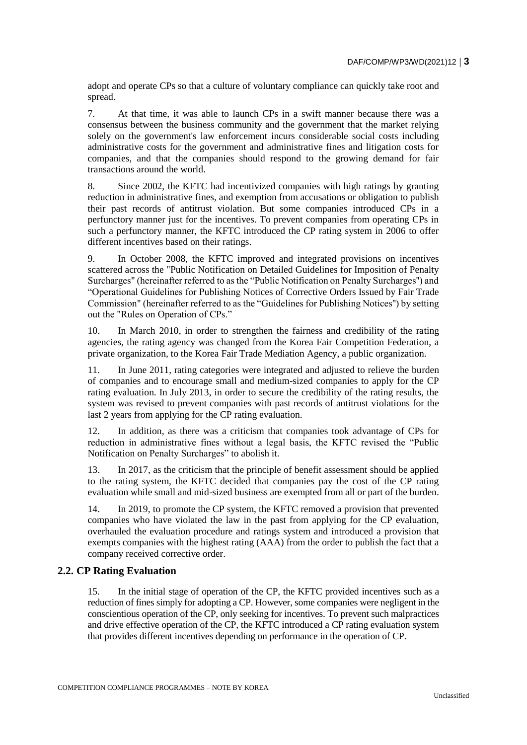adopt and operate CPs so that a culture of voluntary compliance can quickly take root and spread.

7. At that time, it was able to launch CPs in a swift manner because there was a consensus between the business community and the government that the market relying solely on the government's law enforcement incurs considerable social costs including administrative costs for the government and administrative fines and litigation costs for companies, and that the companies should respond to the growing demand for fair transactions around the world.

8. Since 2002, the KFTC had incentivized companies with high ratings by granting reduction in administrative fines, and exemption from accusations or obligation to publish their past records of antitrust violation. But some companies introduced CPs in a perfunctory manner just for the incentives. To prevent companies from operating CPs in such a perfunctory manner, the KFTC introduced the CP rating system in 2006 to offer different incentives based on their ratings.

9. In October 2008, the KFTC improved and integrated provisions on incentives scattered across the "Public Notification on Detailed Guidelines for Imposition of Penalty Surcharges" (hereinafter referred to as the "Public Notification on Penalty Surcharges") and "Operational Guidelines for Publishing Notices of Corrective Orders Issued by Fair Trade Commission" (hereinafter referred to as the "Guidelines for Publishing Notices") by setting out the "Rules on Operation of CPs."

10. In March 2010, in order to strengthen the fairness and credibility of the rating agencies, the rating agency was changed from the Korea Fair Competition Federation, a private organization, to the Korea Fair Trade Mediation Agency, a public organization.

11. In June 2011, rating categories were integrated and adjusted to relieve the burden of companies and to encourage small and medium-sized companies to apply for the CP rating evaluation. In July 2013, in order to secure the credibility of the rating results, the system was revised to prevent companies with past records of antitrust violations for the last 2 years from applying for the CP rating evaluation.

12. In addition, as there was a criticism that companies took advantage of CPs for reduction in administrative fines without a legal basis, the KFTC revised the "Public Notification on Penalty Surcharges" to abolish it.

13. In 2017, as the criticism that the principle of benefit assessment should be applied to the rating system, the KFTC decided that companies pay the cost of the CP rating evaluation while small and mid-sized business are exempted from all or part of the burden.

14. In 2019, to promote the CP system, the KFTC removed a provision that prevented companies who have violated the law in the past from applying for the CP evaluation, overhauled the evaluation procedure and ratings system and introduced a provision that exempts companies with the highest rating (AAA) from the order to publish the fact that a company received corrective order.

## 2.2. CP Rating Evaluation

15. In the initial stage of operation of the CP, the KFTC provided incentives such as a reduction of fines simply for adopting a CP. However, some companies were negligent in the conscientious operation of the CP, only seeking for incentives. To prevent such malpractices and drive effective operation of the CP, the KFTC introduced a CP rating evaluation system that provides different incentives depending on performance in the operation of CP.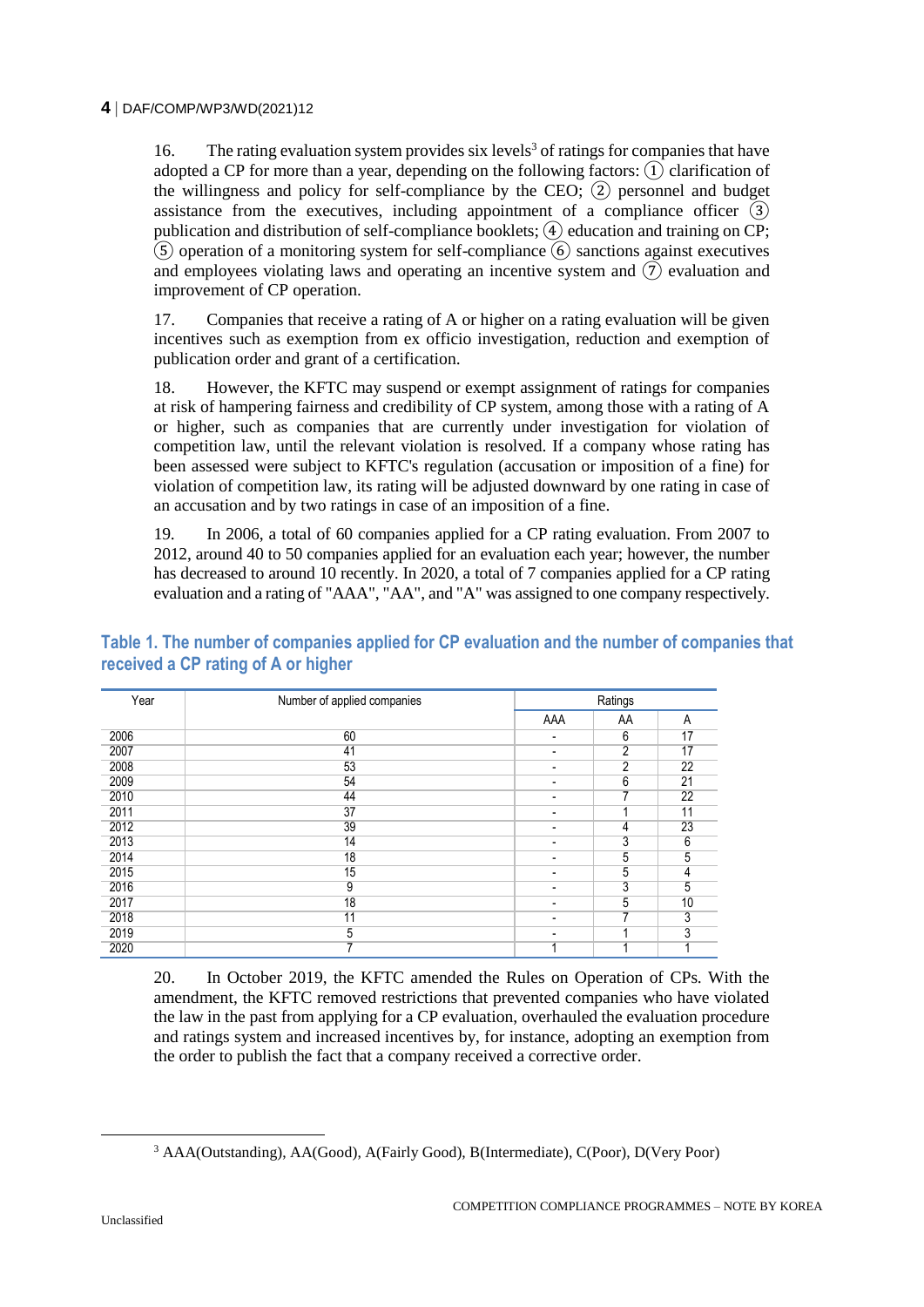16. The rating evaluation system provides six levels[3] of ratings for companies that have adopted a CP for more than a year, depending on the following factors: ① clarification of the willingness and policy for self-compliance by the CEO; ② personnel and budget assistance from the executives, including appointment of a compliance officer ③ publication and distribution of self-compliance booklets; ④ education and training on CP; ⑤ operation of a monitoring system for self-compliance ⑥ sanctions against executives and employees violating laws and operating an incentive system and ⑦ evaluation and improvement of CP operation.

17. Companies that receive a rating of A or higher on a rating evaluation will be given incentives such as exemption from ex officio investigation, reduction and exemption of publication order and grant of a certification.

18. However, the KFTC may suspend or exempt assignment of ratings for companies at risk of hampering fairness and credibility of CP system, among those with a rating of A or higher, such as companies that are currently under investigation for violation of competition law, until the relevant violation is resolved. If a company whose rating has been assessed were subject to KFTC's regulation (accusation or imposition of a fine) for violation of competition law, its rating will be adjusted downward by one rating in case of an accusation and by two ratings in case of an imposition of a fine.

19. In 2006, a total of 60 companies applied for a CP rating evaluation. From 2007 to 2012, around 40 to 50 companies applied for an evaluation each year; however, the number has decreased to around 10 recently. In 2020, a total of 7 companies applied for a CP rating evaluation and a rating of "AAA", "AA", and "A" was assigned to one company respectively.

**Table 1. The number of companies applied for CP evaluation and the number of companies that received a CP rating of A or higher**

| Year | Number of applied companies | Ratings | | |
|---|---|---|---|---|
| | | AAA | AA | A |
| 2006 | 60 | - | 6 | 17 |
| 2007 | 41 | - | 2 | 17 |
| 2008 | 53 | - | 2 | 22 |
| 2009 | 54 | - | 6 | 21 |
| 2010 | 44 | - | 7 | 22 |
| 2011 | 37 | - | 1 | 11 |
| 2012 | 39 | - | 4 | 23 |
| 2013 | 14 | - | 3 | 6 |
| 2014 | 18 | - | 5 | 5 |
| 2015 | 15 | - | 5 | 4 |
| 2016 | 9 | - | 3 | 5 |
| 2017 | 18 | - | 5 | 10 |
| 2018 | 11 | - | 7 | 3 |
| 2019 | 5 | - | 1 | 3 |
| 2020 | 7 | 1 | 1 | 1 |

20. In October 2019, the KFTC amended the Rules on Operation of CPs. With the amendment, the KFTC removed restrictions that prevented companies who have violated the law in the past from applying for a CP evaluation, overhauled the evaluation procedure and ratings system and increased incentives by, for instance, adopting an exemption from the order to publish the fact that a company received a corrective order.

[3] AAA(Outstanding), AA(Good), A(Fairly Good), B(Intermediate), C(Poor), D(Very Poor)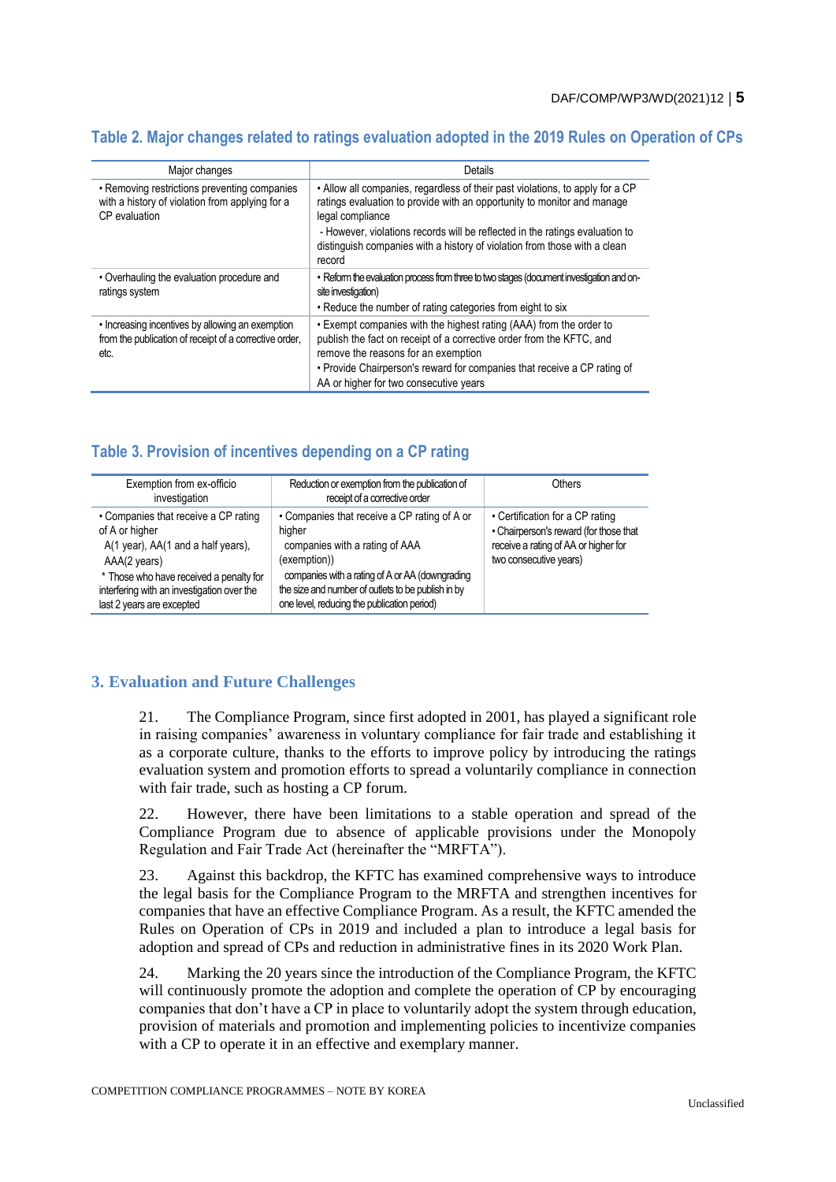**Table 2. Major changes related to ratings evaluation adopted in the 2019 Rules on Operation of CPs**

| Major changes | Details |
|---|---|
| • Removing restrictions preventing companies with a history of violation from applying for a CP evaluation | • Allow all companies, regardless of their past violations, to apply for a CP ratings evaluation to provide with an opportunity to monitor and manage legal compliance<br>- However, violations records will be reflected in the ratings evaluation to distinguish companies with a history of violation from those with a clean record |
| • Overhauling the evaluation procedure and ratings system | • Reform the evaluation process from three to two stages (document investigation and on-site investigation)<br>• Reduce the number of rating categories from eight to six |
| • Increasing incentives by allowing an exemption from the publication of receipt of a corrective order, etc. | • Exempt companies with the highest rating (AAA) from the order to publish the fact on receipt of a corrective order from the KFTC, and remove the reasons for an exemption<br>• Provide Chairperson's reward for companies that receive a CP rating of AA or higher for two consecutive years |

**Table 3. Provision of incentives depending on a CP rating**

| Exemption from ex-officio investigation | Reduction or exemption from the publication of receipt of a corrective order | Others |
|---|---|---|
| • Companies that receive a CP rating of A or higher<br>A(1 year), AA(1 and a half years), AAA(2 years)<br>* Those who have received a penalty for interfering with an investigation over the last 2 years are excepted | • Companies that receive a CP rating of A or higher<br>companies with a rating of AAA (exemption))<br>companies with a rating of A or AA (downgrading the size and number of outlets to be publish in by one level, reducing the publication period) | • Certification for a CP rating<br>• Chairperson's reward (for those that receive a rating of AA or higher for two consecutive years) |

## 3. Evaluation and Future Challenges

21. The Compliance Program, since first adopted in 2001, has played a significant role in raising companies' awareness in voluntary compliance for fair trade and establishing it as a corporate culture, thanks to the efforts to improve policy by introducing the ratings evaluation system and promotion efforts to spread a voluntarily compliance in connection with fair trade, such as hosting a CP forum.

22. However, there have been limitations to a stable operation and spread of the Compliance Program due to absence of applicable provisions under the Monopoly Regulation and Fair Trade Act (hereinafter the "MRFTA").

23. Against this backdrop, the KFTC has examined comprehensive ways to introduce the legal basis for the Compliance Program to the MRFTA and strengthen incentives for companies that have an effective Compliance Program. As a result, the KFTC amended the Rules on Operation of CPs in 2019 and included a plan to introduce a legal basis for adoption and spread of CPs and reduction in administrative fines in its 2020 Work Plan.

24. Marking the 20 years since the introduction of the Compliance Program, the KFTC will continuously promote the adoption and complete the operation of CP by encouraging companies that don't have a CP in place to voluntarily adopt the system through education, provision of materials and promotion and implementing policies to incentivize companies with a CP to operate it in an effective and exemplary manner.